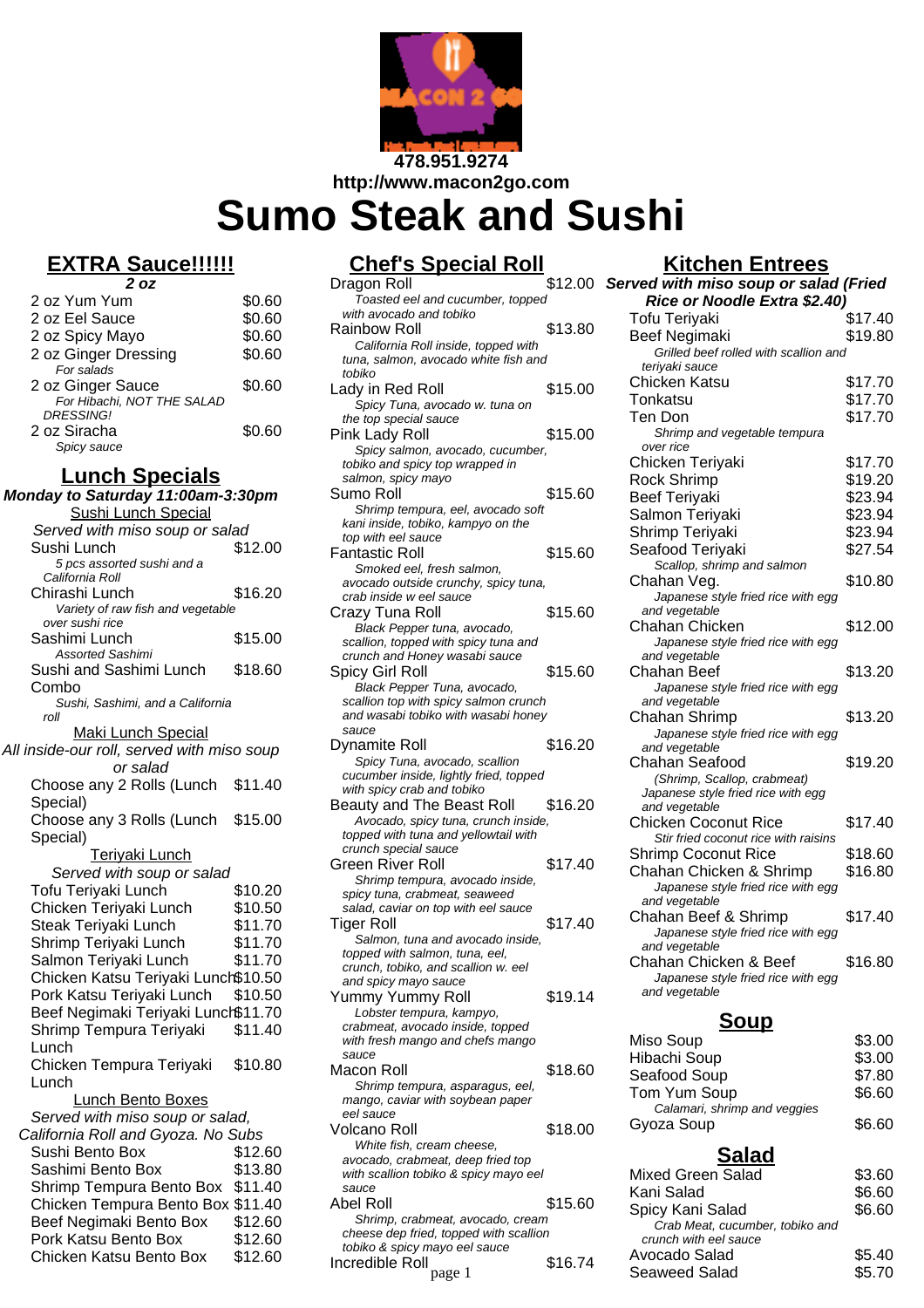478.951.9274
http://www.macon2go.com

# Sumo Steak and Sushi

## EXTRA Sauce!!!!!!

*2 oz*

| Item | Price |
|---|---|
| 2 oz Yum Yum | $0.60 |
| 2 oz Eel Sauce | $0.60 |
| 2 oz Spicy Mayo | $0.60 |
| 2 oz Ginger Dressing *For salads* | $0.60 |
| 2 oz Ginger Sauce *For Hibachi, NOT THE SALAD DRESSING!* | $0.60 |
| 2 oz Siracha *Spicy sauce* | $0.60 |

## Lunch Specials

**Monday to Saturday 11:00am-3:30pm**

### Sushi Lunch Special

*Served with miso soup or salad*

| Item | Price |
|---|---|
| Sushi Lunch *5 pcs assorted sushi and a California Roll* | $12.00 |
| Chirashi Lunch *Variety of raw fish and vegetable over sushi rice* | $16.20 |
| Sashimi Lunch *Assorted Sashimi* | $15.00 |
| Sushi and Sashimi Lunch Combo *Sushi, Sashimi, and a California roll* | $18.60 |

### Maki Lunch Special

*All inside-our roll, served with miso soup or salad*

| Item | Price |
|---|---|
| Choose any 2 Rolls (Lunch Special) | $11.40 |
| Choose any 3 Rolls (Lunch Special) | $15.00 |

### Teriyaki Lunch

*Served with soup or salad*

| Item | Price |
|---|---|
| Tofu Teriyaki Lunch | $10.20 |
| Chicken Teriyaki Lunch | $10.50 |
| Steak Teriyaki Lunch | $11.70 |
| Shrimp Teriyaki Lunch | $11.70 |
| Salmon Teriyaki Lunch | $11.70 |
| Chicken Katsu Teriyaki Lunch | $10.50 |
| Pork Katsu Teriyaki Lunch | $10.50 |
| Beef Negimaki Teriyaki Lunch | $11.70 |
| Shrimp Tempura Teriyaki Lunch | $11.40 |
| Chicken Tempura Teriyaki Lunch | $10.80 |

### Lunch Bento Boxes

*Served with miso soup or salad, California Roll and Gyoza. No Subs*

| Item | Price |
|---|---|
| Sushi Bento Box | $12.60 |
| Sashimi Bento Box | $13.80 |
| Shrimp Tempura Bento Box | $11.40 |
| Chicken Tempura Bento Box | $11.40 |
| Beef Negimaki Bento Box | $12.60 |
| Pork Katsu Bento Box | $12.60 |
| Chicken Katsu Bento Box | $12.60 |

## Chef's Special Roll

| Item | Price |
|---|---|
| Dragon Roll *Toasted eel and cucumber, topped with avocado and tobiko* | $12.00 |
| Rainbow Roll *California Roll inside, topped with tuna, salmon, avocado white fish and tobiko* | $13.80 |
| Lady in Red Roll *Spicy Tuna, avocado w. tuna on the top special sauce* | $15.00 |
| Pink Lady Roll *Spicy salmon, avocado, cucumber, tobiko and spicy top wrapped in salmon, spicy mayo* | $15.00 |
| Sumo Roll *Shrimp tempura, eel, avocado soft kani inside, tobiko, kampyo on the top with eel sauce* | $15.60 |
| Fantastic Roll *Smoked eel, fresh salmon, avocado outside crunchy, spicy tuna, crab inside w eel sauce* | $15.60 |
| Crazy Tuna Roll *Black Pepper tuna, avocado, scallion, topped with spicy tuna and crunch and Honey wasabi sauce* | $15.60 |
| Spicy Girl Roll *Black Pepper Tuna, avocado, scallion top with spicy salmon crunch and wasabi tobiko with wasabi honey sauce* | $15.60 |
| Dynamite Roll *Spicy Tuna, avocado, scallion cucumber inside, lightly fried, topped with spicy crab and tobiko* | $16.20 |
| Beauty and The Beast Roll *Avocado, spicy tuna, crunch inside, topped with tuna and yellowtail with crunch special sauce* | $16.20 |
| Green River Roll *Shrimp tempura, avocado inside, spicy tuna, crabmeat, seaweed salad, caviar on top with eel sauce* | $17.40 |
| Tiger Roll *Salmon, tuna and avocado inside, topped with salmon, tuna, eel, crunch, tobiko, and scallion w. eel and spicy mayo sauce* | $17.40 |
| Yummy Yummy Roll *Lobster tempura, kampyo, crabmeat, avocado inside, topped with fresh mango and chefs mango sauce* | $19.14 |
| Macon Roll *Shrimp tempura, asparagus, eel, mango, caviar with soybean paper eel sauce* | $18.60 |
| Volcano Roll *White fish, cream cheese, avocado, crabmeat, deep fried top with scallion tobiko & spicy mayo eel sauce* | $18.00 |
| Abel Roll *Shrimp, crabmeat, avocado, cream cheese dep fried, topped with scallion tobiko & spicy mayo eel sauce* | $15.60 |
| Incredible Roll | $16.74 |

## Kitchen Entrees

***Served with miso soup or salad (Fried Rice or Noodle Extra $2.40)***

| Item | Price |
|---|---|
| Tofu Teriyaki | $17.40 |
| Beef Negimaki *Grilled beef rolled with scallion and teriyaki sauce* | $19.80 |
| Chicken Katsu | $17.70 |
| Tonkatsu | $17.70 |
| Ten Don *Shrimp and vegetable tempura over rice* | $17.70 |
| Chicken Teriyaki | $17.70 |
| Rock Shrimp | $19.20 |
| Beef Teriyaki | $23.94 |
| Salmon Teriyaki | $23.94 |
| Shrimp Teriyaki | $23.94 |
| Seafood Teriyaki *Scallop, shrimp and salmon* | $27.54 |
| Chahan Veg. *Japanese style fried rice with egg and vegetable* | $10.80 |
| Chahan Chicken *Japanese style fried rice with egg and vegetable* | $12.00 |
| Chahan Beef *Japanese style fried rice with egg and vegetable* | $13.20 |
| Chahan Shrimp *Japanese style fried rice with egg and vegetable* | $13.20 |
| Chahan Seafood *(Shrimp, Scallop, crabmeat) Japanese style fried rice with egg and vegetable* | $19.20 |
| Chicken Coconut Rice *Stir fried coconut rice with raisins* | $17.40 |
| Shrimp Coconut Rice | $18.60 |
| Chahan Chicken & Shrimp *Japanese style fried rice with egg and vegetable* | $16.80 |
| Chahan Beef & Shrimp *Japanese style fried rice with egg and vegetable* | $17.40 |
| Chahan Chicken & Beef *Japanese style fried rice with egg and vegetable* | $16.80 |

## Soup

| Item | Price |
|---|---|
| Miso Soup | $3.00 |
| Hibachi Soup | $3.00 |
| Seafood Soup | $7.80 |
| Tom Yum Soup *Calamari, shrimp and veggies* | $6.60 |
| Gyoza Soup | $6.60 |

## Salad

| Item | Price |
|---|---|
| Mixed Green Salad | $3.60 |
| Kani Salad | $6.60 |
| Spicy Kani Salad *Crab Meat, cucumber, tobiko and crunch with eel sauce* | $6.60 |
| Avocado Salad | $5.40 |
| Seaweed Salad | $5.70 |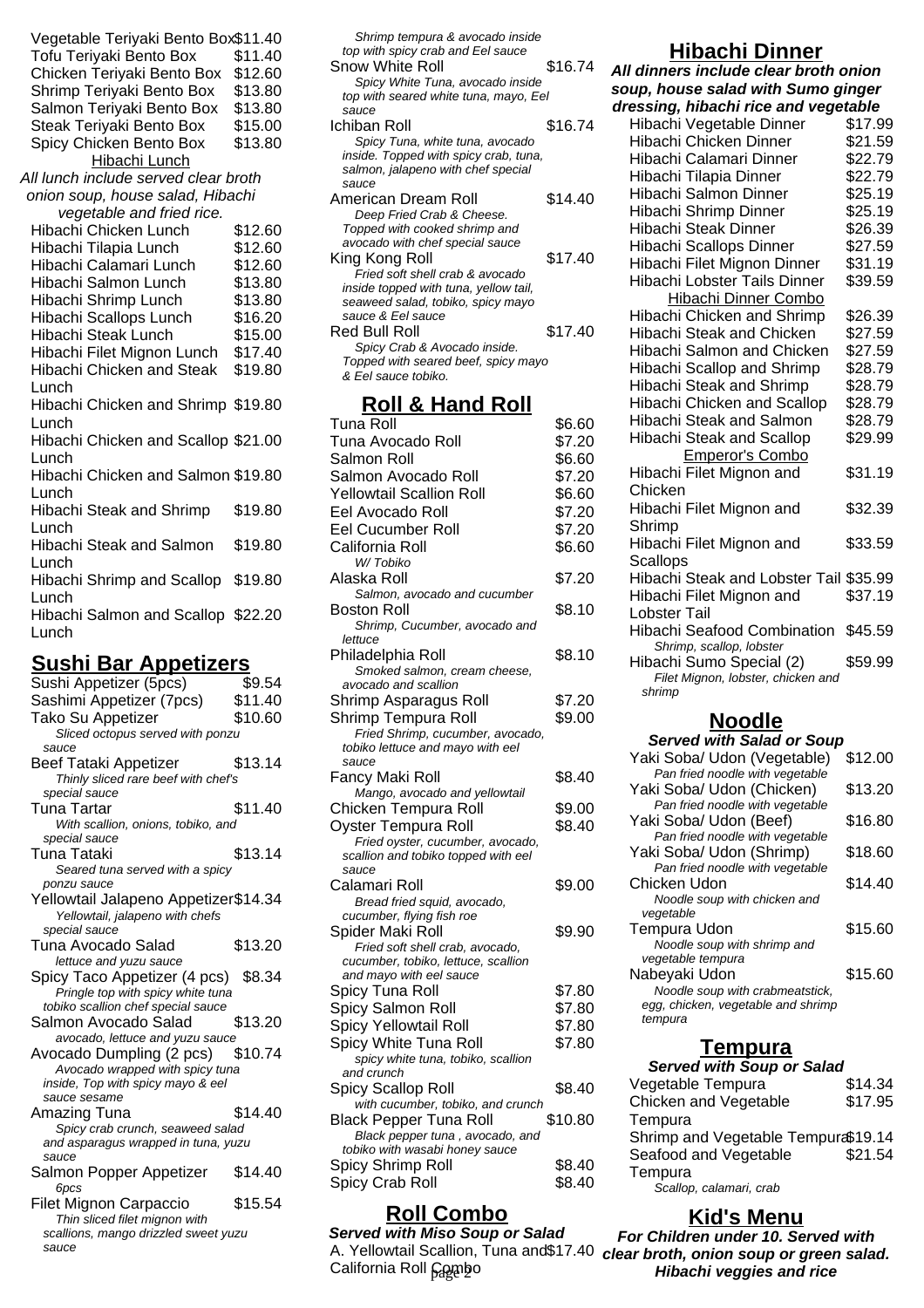| Item | Price |
|---|---|
| Vegetable Teriyaki Bento Box | $11.40 |
| Tofu Teriyaki Bento Box | $11.40 |
| Chicken Teriyaki Bento Box | $12.60 |
| Shrimp Teriyaki Bento Box | $13.80 |
| Salmon Teriyaki Bento Box | $13.80 |
| Steak Teriyaki Bento Box | $15.00 |
| Spicy Chicken Bento Box | $13.80 |

### Hibachi Lunch

*All lunch include served clear broth onion soup, house salad, Hibachi vegetable and fried rice.*

| Item | Price |
|---|---|
| Hibachi Chicken Lunch | $12.60 |
| Hibachi Tilapia Lunch | $12.60 |
| Hibachi Calamari Lunch | $12.60 |
| Hibachi Salmon Lunch | $13.80 |
| Hibachi Shrimp Lunch | $13.80 |
| Hibachi Scallops Lunch | $16.20 |
| Hibachi Steak Lunch | $15.00 |
| Hibachi Filet Mignon Lunch | $17.40 |
| Hibachi Chicken and Steak Lunch | $19.80 |
| Hibachi Chicken and Shrimp Lunch | $19.80 |
| Hibachi Chicken and Scallop Lunch | $21.00 |
| Hibachi Chicken and Salmon Lunch | $19.80 |
| Hibachi Steak and Shrimp Lunch | $19.80 |
| Hibachi Steak and Salmon Lunch | $19.80 |
| Hibachi Shrimp and Scallop Lunch | $19.80 |
| Hibachi Salmon and Scallop Lunch | $22.20 |

## Sushi Bar Appetizers

| Item | Price |
|---|---|
| Sushi Appetizer (5pcs) | $9.54 |
| Sashimi Appetizer (7pcs) | $11.40 |
| Tako Su Appetizer<br>*Sliced octopus served with ponzu sauce* | $10.60 |
| Beef Tataki Appetizer<br>*Thinly sliced rare beef with chef's special sauce* | $13.14 |
| Tuna Tartar<br>*With scallion, onions, tobiko, and special sauce* | $11.40 |
| Tuna Tataki<br>*Seared tuna served with a spicy ponzu sauce* | $13.14 |
| Yellowtail Jalapeno Appetizer<br>*Yellowtail, jalapeno with chefs special sauce* | $14.34 |
| Tuna Avocado Salad<br>*lettuce and yuzu sauce* | $13.20 |
| Spicy Taco Appetizer (4 pcs)<br>*Pringle top with spicy white tuna tobiko scallion chef special sauce* | $8.34 |
| Salmon Avocado Salad<br>*avocado, lettuce and yuzu sauce* | $13.20 |
| Avocado Dumpling (2 pcs)<br>*Avocado wrapped with spicy tuna inside, Top with spicy mayo & eel sauce sesame* | $10.74 |
| Amazing Tuna<br>*Spicy crab crunch, seaweed salad and asparagus wrapped in tuna, yuzu sauce* | $14.40 |
| Salmon Popper Appetizer<br>*6pcs* | $14.40 |
| Filet Mignon Carpaccio<br>*Thin sliced filet mignon with scallions, mango drizzled sweet yuzu sauce* | $15.54 |

| Item | Price |
|---|---|
| *Shrimp tempura & avocado inside top with spicy crab and Eel sauce* | |
| Snow White Roll<br>*Spicy White Tuna, avocado inside top with seared white tuna, mayo, Eel sauce* | $16.74 |
| Ichiban Roll<br>*Spicy Tuna, white tuna, avocado inside. Topped with spicy crab, tuna, salmon, jalapeno with chef special sauce* | $16.74 |
| American Dream Roll<br>*Deep Fried Crab & Cheese. Topped with cooked shrimp and avocado with chef special sauce* | $14.40 |
| King Kong Roll<br>*Fried soft shell crab & avocado inside topped with tuna, yellow tail, seaweed salad, tobiko, spicy mayo sauce & Eel sauce* | $17.40 |
| Red Bull Roll<br>*Spicy Crab & Avocado inside. Topped with seared beef, spicy mayo & Eel sauce tobiko.* | $17.40 |

## Roll & Hand Roll

| Item | Price |
|---|---|
| Tuna Roll | $6.60 |
| Tuna Avocado Roll | $7.20 |
| Salmon Roll | $6.60 |
| Salmon Avocado Roll | $7.20 |
| Yellowtail Scallion Roll | $6.60 |
| Eel Avocado Roll | $7.20 |
| Eel Cucumber Roll | $7.20 |
| California Roll<br>*W/ Tobiko* | $6.60 |
| Alaska Roll<br>*Salmon, avocado and cucumber* | $7.20 |
| Boston Roll<br>*Shrimp, Cucumber, avocado and lettuce* | $8.10 |
| Philadelphia Roll<br>*Smoked salmon, cream cheese, avocado and scallion* | $8.10 |
| Shrimp Asparagus Roll | $7.20 |
| Shrimp Tempura Roll<br>*Fried Shrimp, cucumber, avocado, tobiko lettuce and mayo with eel sauce* | $9.00 |
| Fancy Maki Roll<br>*Mango, avocado and yellowtail* | $8.40 |
| Chicken Tempura Roll | $9.00 |
| Oyster Tempura Roll<br>*Fried oyster, cucumber, avocado, scallion and tobiko topped with eel sauce* | $8.40 |
| Calamari Roll<br>*Bread fried squid, avocado, cucumber, flying fish roe* | $9.00 |
| Spider Maki Roll<br>*Fried soft shell crab, avocado, cucumber, tobiko, lettuce, scallion and mayo with eel sauce* | $9.90 |
| Spicy Tuna Roll | $7.80 |
| Spicy Salmon Roll | $7.80 |
| Spicy Yellowtail Roll | $7.80 |
| Spicy White Tuna Roll<br>*spicy white tuna, tobiko, scallion and crunch* | $7.80 |
| Spicy Scallop Roll<br>*with cucumber, tobiko, and crunch* | $8.40 |
| Black Pepper Tuna Roll<br>*Black pepper tuna , avocado, and tobiko with wasabi honey sauce* | $10.80 |
| Spicy Shrimp Roll | $8.40 |
| Spicy Crab Roll | $8.40 |

## Roll Combo

***Served with Miso Soup or Salad***

| Item | Price |
|---|---|
| A. Yellowtail Scallion, Tuna and California Roll Combo | $17.40 |

## Hibachi Dinner

***All dinners include clear broth onion soup, house salad with Sumo ginger dressing, hibachi rice and vegetable***

| Item | Price |
|---|---|
| Hibachi Vegetable Dinner | $17.99 |
| Hibachi Chicken Dinner | $21.59 |
| Hibachi Calamari Dinner | $22.79 |
| Hibachi Tilapia Dinner | $22.79 |
| Hibachi Salmon Dinner | $25.19 |
| Hibachi Shrimp Dinner | $25.19 |
| Hibachi Steak Dinner | $26.39 |
| Hibachi Scallops Dinner | $27.59 |
| Hibachi Filet Mignon Dinner | $31.19 |
| Hibachi Lobster Tails Dinner | $39.59 |

### Hibachi Dinner Combo

| Item | Price |
|---|---|
| Hibachi Chicken and Shrimp | $26.39 |
| Hibachi Steak and Chicken | $27.59 |
| Hibachi Salmon and Chicken | $27.59 |
| Hibachi Scallop and Shrimp | $28.79 |
| Hibachi Steak and Shrimp | $28.79 |
| Hibachi Chicken and Scallop | $28.79 |
| Hibachi Steak and Salmon | $28.79 |
| Hibachi Steak and Scallop | $29.99 |

### Emperor's Combo

| Item | Price |
|---|---|
| Hibachi Filet Mignon and Chicken | $31.19 |
| Hibachi Filet Mignon and Shrimp | $32.39 |
| Hibachi Filet Mignon and Scallops | $33.59 |
| Hibachi Steak and Lobster Tail | $35.99 |
| Hibachi Filet Mignon and Lobster Tail | $37.19 |
| Hibachi Seafood Combination<br>*Shrimp, scallop, lobster* | $45.59 |
| Hibachi Sumo Special (2)<br>*Filet Mignon, lobster, chicken and shrimp* | $59.99 |

## Noodle

***Served with Salad or Soup***

| Item | Price |
|---|---|
| Yaki Soba/ Udon (Vegetable)<br>*Pan fried noodle with vegetable* | $12.00 |
| Yaki Soba/ Udon (Chicken)<br>*Pan fried noodle with vegetable* | $13.20 |
| Yaki Soba/ Udon (Beef)<br>*Pan fried noodle with vegetable* | $16.80 |
| Yaki Soba/ Udon (Shrimp)<br>*Pan fried noodle with vegetable* | $18.60 |
| Chicken Udon<br>*Noodle soup with chicken and vegetable* | $14.40 |
| Tempura Udon<br>*Noodle soup with shrimp and vegetable tempura* | $15.60 |
| Nabeyaki Udon<br>*Noodle soup with crabmeatstick, egg, chicken, vegetable and shrimp tempura* | $15.60 |

## Tempura

***Served with Soup or Salad***

| Item | Price |
|---|---|
| Vegetable Tempura | $14.34 |
| Chicken and Vegetable Tempura | $17.95 |
| Shrimp and Vegetable Tempura | $19.14 |
| Seafood and Vegetable Tempura<br>*Scallop, calamari, crab* | $21.54 |

## Kid's Menu

***For Children under 10. Served with clear broth, onion soup or green salad. Hibachi veggies and rice***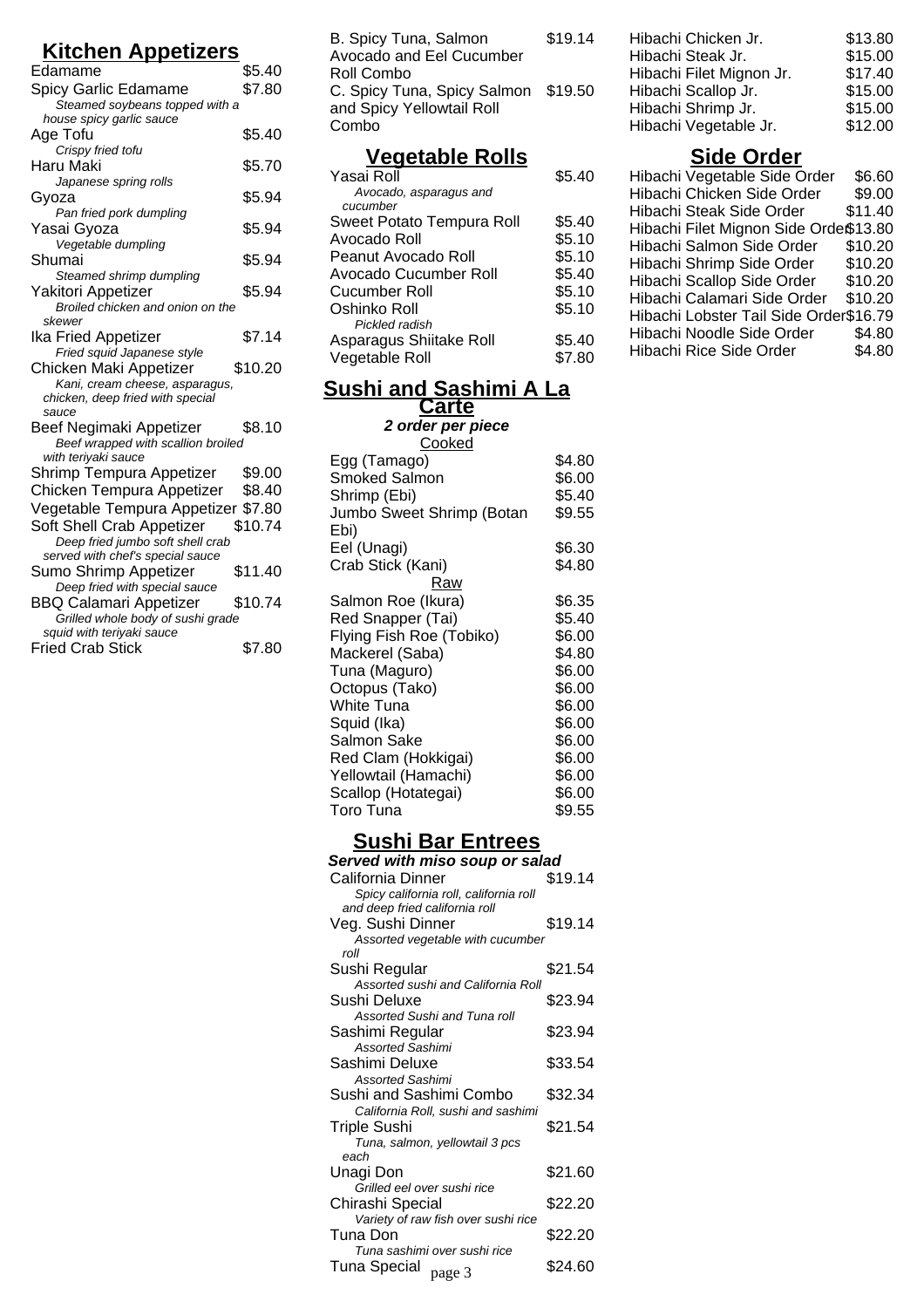## Kitchen Appetizers

| Item | Price |
|---|---|
| Edamame | $5.40 |
| Spicy Garlic Edamame<br>*Steamed soybeans topped with a house spicy garlic sauce* | $7.80 |
| Age Tofu<br>*Crispy fried tofu* | $5.40 |
| Haru Maki<br>*Japanese spring rolls* | $5.70 |
| Gyoza<br>*Pan fried pork dumpling* | $5.94 |
| Yasai Gyoza<br>*Vegetable dumpling* | $5.94 |
| Shumai<br>*Steamed shrimp dumpling* | $5.94 |
| Yakitori Appetizer<br>*Broiled chicken and onion on the skewer* | $5.94 |
| Ika Fried Appetizer<br>*Fried squid Japanese style* | $7.14 |
| Chicken Maki Appetizer<br>*Kani, cream cheese, asparagus, chicken, deep fried with special sauce* | $10.20 |
| Beef Negimaki Appetizer<br>*Beef wrapped with scallion broiled with teriyaki sauce* | $8.10 |
| Shrimp Tempura Appetizer | $9.00 |
| Chicken Tempura Appetizer | $8.40 |
| Vegetable Tempura Appetizer | $7.80 |
| Soft Shell Crab Appetizer<br>*Deep fried jumbo soft shell crab served with chef's special sauce* | $10.74 |
| Sumo Shrimp Appetizer<br>*Deep fried with special sauce* | $11.40 |
| BBQ Calamari Appetizer<br>*Grilled whole body of sushi grade squid with teriyaki sauce* | $10.74 |
| Fried Crab Stick | $7.80 |

| Item | Price |
|---|---|
| B. Spicy Tuna, Salmon Avocado and Eel Cucumber Roll Combo | $19.14 |
| C. Spicy Tuna, Spicy Salmon and Spicy Yellowtail Roll Combo | $19.50 |

## Vegetable Rolls

| Item | Price |
|---|---|
| Yasai Roll<br>*Avocado, asparagus and cucumber* | $5.40 |
| Sweet Potato Tempura Roll | $5.40 |
| Avocado Roll | $5.10 |
| Peanut Avocado Roll | $5.10 |
| Avocado Cucumber Roll | $5.40 |
| Cucumber Roll | $5.10 |
| Oshinko Roll<br>*Pickled radish* | $5.10 |
| Asparagus Shiitake Roll | $5.40 |
| Vegetable Roll | $7.80 |

## Sushi and Sashimi A La Carte

***2 order per piece***

Cooked

| Item | Price |
|---|---|
| Egg (Tamago) | $4.80 |
| Smoked Salmon | $6.00 |
| Shrimp (Ebi) | $5.40 |
| Jumbo Sweet Shrimp (Botan Ebi) | $9.55 |
| Eel (Unagi) | $6.30 |
| Crab Stick (Kani) | $4.80 |

Raw

| Item | Price |
|---|---|
| Salmon Roe (Ikura) | $6.35 |
| Red Snapper (Tai) | $5.40 |
| Flying Fish Roe (Tobiko) | $6.00 |
| Mackerel (Saba) | $4.80 |
| Tuna (Maguro) | $6.00 |
| Octopus (Tako) | $6.00 |
| White Tuna | $6.00 |
| Squid (Ika) | $6.00 |
| Salmon Sake | $6.00 |
| Red Clam (Hokkigai) | $6.00 |
| Yellowtail (Hamachi) | $6.00 |
| Scallop (Hotategai) | $6.00 |
| Toro Tuna | $9.55 |

## Sushi Bar Entrees

***Served with miso soup or salad***

| Item | Price |
|---|---|
| California Dinner<br>*Spicy california roll, california roll and deep fried california roll* | $19.14 |
| Veg. Sushi Dinner<br>*Assorted vegetable with cucumber roll* | $19.14 |
| Sushi Regular<br>*Assorted sushi and California Roll* | $21.54 |
| Sushi Deluxe<br>*Assorted Sushi and Tuna roll* | $23.94 |
| Sashimi Regular<br>*Assorted Sashimi* | $23.94 |
| Sashimi Deluxe<br>*Assorted Sashimi* | $33.54 |
| Sushi and Sashimi Combo<br>*California Roll, sushi and sashimi* | $32.34 |
| Triple Sushi<br>*Tuna, salmon, yellowtail 3 pcs each* | $21.54 |
| Unagi Don<br>*Grilled eel over sushi rice* | $21.60 |
| Chirashi Special<br>*Variety of raw fish over sushi rice* | $22.20 |
| Tuna Don<br>*Tuna sashimi over sushi rice* | $22.20 |
| Tuna Special | $24.60 |

| Item | Price |
|---|---|
| Hibachi Chicken Jr. | $13.80 |
| Hibachi Steak Jr. | $15.00 |
| Hibachi Filet Mignon Jr. | $17.40 |
| Hibachi Scallop Jr. | $15.00 |
| Hibachi Shrimp Jr. | $15.00 |
| Hibachi Vegetable Jr. | $12.00 |

## Side Order

| Item | Price |
|---|---|
| Hibachi Vegetable Side Order | $6.60 |
| Hibachi Chicken Side Order | $9.00 |
| Hibachi Steak Side Order | $11.40 |
| Hibachi Filet Mignon Side Order | $13.80 |
| Hibachi Salmon Side Order | $10.20 |
| Hibachi Shrimp Side Order | $10.20 |
| Hibachi Scallop Side Order | $10.20 |
| Hibachi Calamari Side Order | $10.20 |
| Hibachi Lobster Tail Side Order | $16.79 |
| Hibachi Noodle Side Order | $4.80 |
| Hibachi Rice Side Order | $4.80 |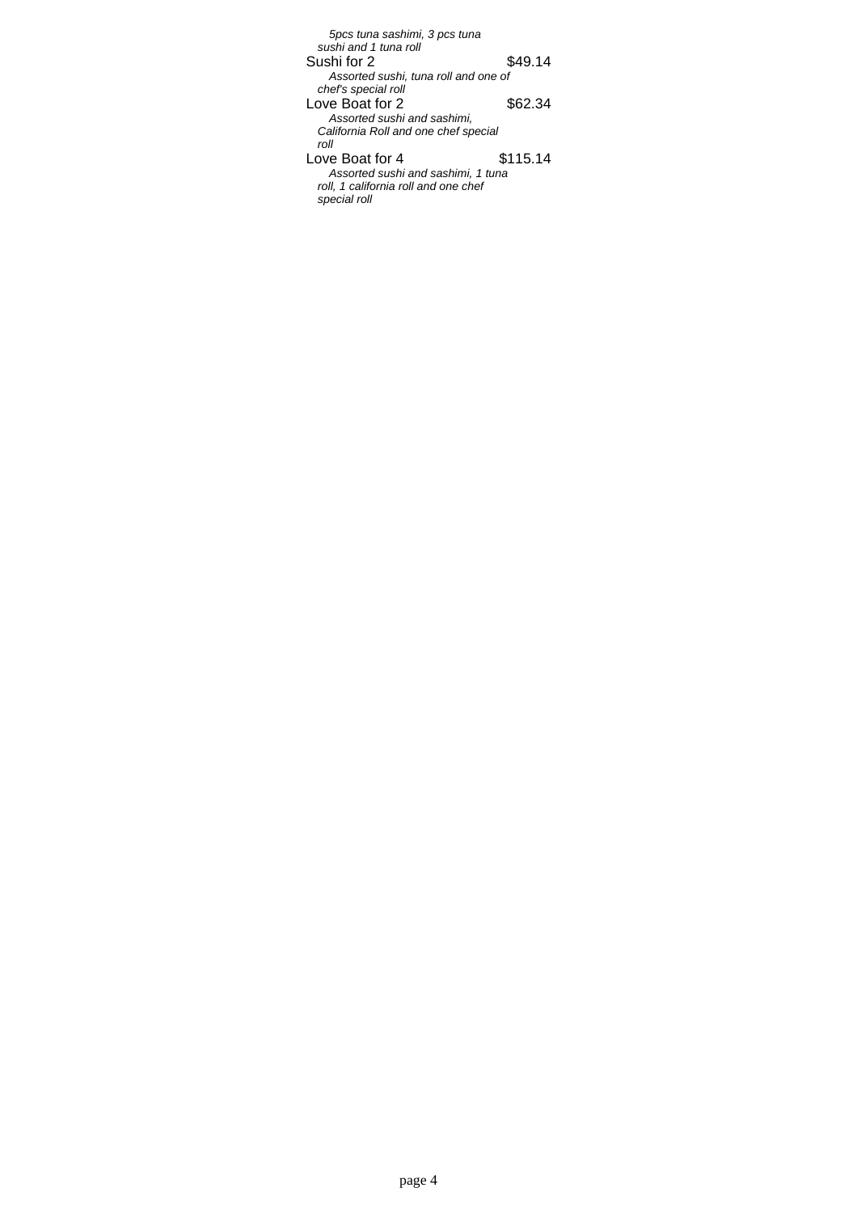*5pcs tuna sashimi, 3 pcs tuna sushi and 1 tuna roll*

Sushi for 2 $49.14

*Assorted sushi, tuna roll and one of chef's special roll*

Love Boat for 2 $62.34

*Assorted sushi and sashimi, California Roll and one chef special roll*

Love Boat for 4 $115.14

*Assorted sushi and sashimi, 1 tuna roll, 1 california roll and one chef special roll*